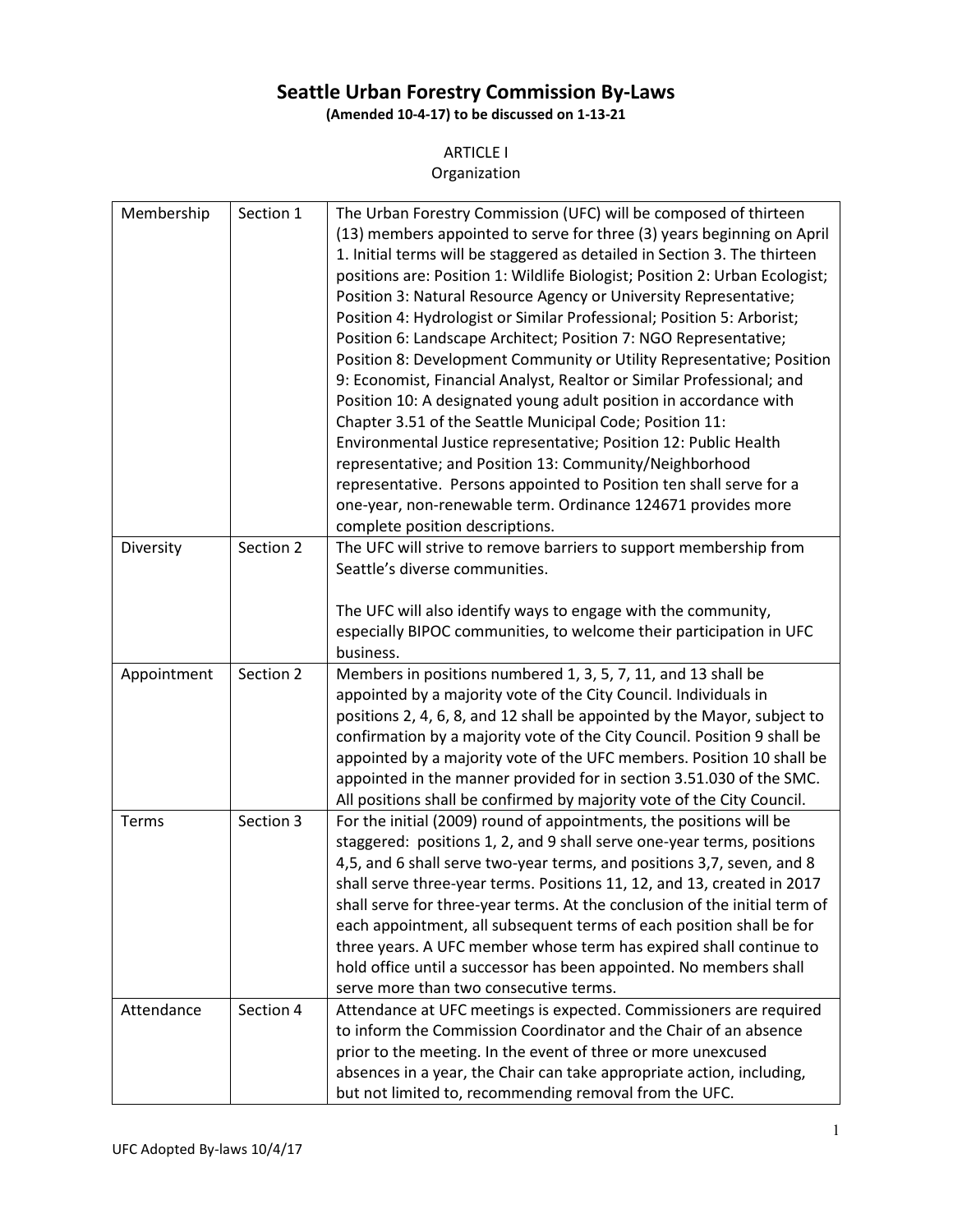# Seattle Urban Forestry Commission By-Laws

**(Amended 10-4-17) to be discussed on 1-13-21**

## ARTICLE I
Organization

| | | |
|---|---|---|
| Membership | Section 1 | The Urban Forestry Commission (UFC) will be composed of thirteen (13) members appointed to serve for three (3) years beginning on April 1. Initial terms will be staggered as detailed in Section 3. The thirteen positions are: Position 1: Wildlife Biologist; Position 2: Urban Ecologist; Position 3: Natural Resource Agency or University Representative; Position 4: Hydrologist or Similar Professional; Position 5: Arborist; Position 6: Landscape Architect; Position 7: NGO Representative; Position 8: Development Community or Utility Representative; Position 9: Economist, Financial Analyst, Realtor or Similar Professional; and Position 10: A designated young adult position in accordance with Chapter 3.51 of the Seattle Municipal Code; Position 11: Environmental Justice representative; Position 12: Public Health representative; and Position 13: Community/Neighborhood representative. Persons appointed to Position ten shall serve for a one-year, non-renewable term. Ordinance 124671 provides more complete position descriptions. |
| Diversity | Section 2 | The UFC will strive to remove barriers to support membership from Seattle's diverse communities.<br><br>The UFC will also identify ways to engage with the community, especially BIPOC communities, to welcome their participation in UFC business. |
| Appointment | Section 2 | Members in positions numbered 1, 3, 5, 7, 11, and 13 shall be appointed by a majority vote of the City Council. Individuals in positions 2, 4, 6, 8, and 12 shall be appointed by the Mayor, subject to confirmation by a majority vote of the City Council. Position 9 shall be appointed by a majority vote of the UFC members. Position 10 shall be appointed in the manner provided for in section 3.51.030 of the SMC. All positions shall be confirmed by majority vote of the City Council. |
| Terms | Section 3 | For the initial (2009) round of appointments, the positions will be staggered: positions 1, 2, and 9 shall serve one-year terms, positions 4,5, and 6 shall serve two-year terms, and positions 3,7, seven, and 8 shall serve three-year terms. Positions 11, 12, and 13, created in 2017 shall serve for three-year terms. At the conclusion of the initial term of each appointment, all subsequent terms of each position shall be for three years. A UFC member whose term has expired shall continue to hold office until a successor has been appointed. No members shall serve more than two consecutive terms. |
| Attendance | Section 4 | Attendance at UFC meetings is expected. Commissioners are required to inform the Commission Coordinator and the Chair of an absence prior to the meeting. In the event of three or more unexcused absences in a year, the Chair can take appropriate action, including, but not limited to, recommending removal from the UFC. |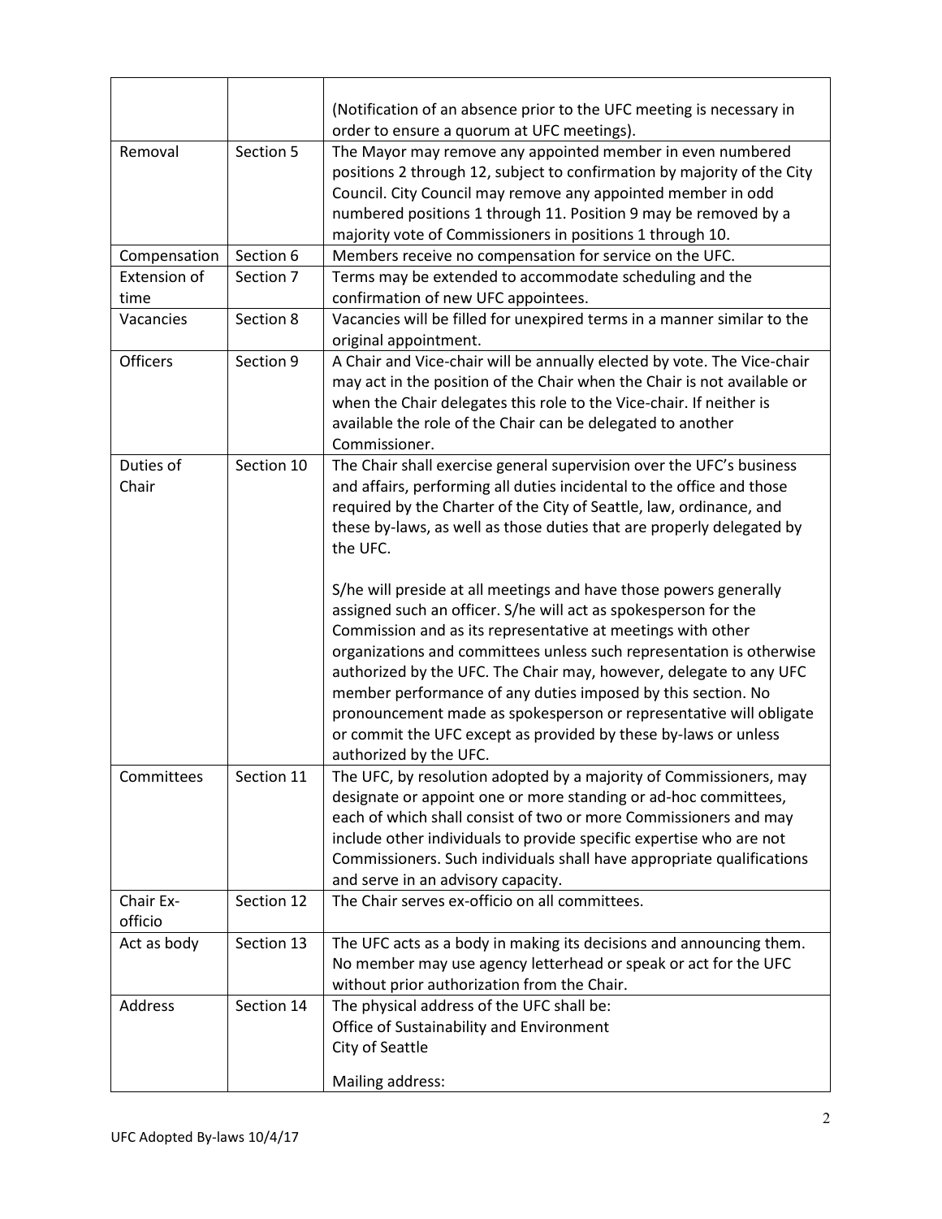| | | |
|---|---|---|
| | | (Notification of an absence prior to the UFC meeting is necessary in order to ensure a quorum at UFC meetings). |
| Removal | Section 5 | The Mayor may remove any appointed member in even numbered positions 2 through 12, subject to confirmation by majority of the City Council. City Council may remove any appointed member in odd numbered positions 1 through 11. Position 9 may be removed by a majority vote of Commissioners in positions 1 through 10. |
| Compensation | Section 6 | Members receive no compensation for service on the UFC. |
| Extension of time | Section 7 | Terms may be extended to accommodate scheduling and the confirmation of new UFC appointees. |
| Vacancies | Section 8 | Vacancies will be filled for unexpired terms in a manner similar to the original appointment. |
| Officers | Section 9 | A Chair and Vice-chair will be annually elected by vote. The Vice-chair may act in the position of the Chair when the Chair is not available or when the Chair delegates this role to the Vice-chair. If neither is available the role of the Chair can be delegated to another Commissioner. |
| Duties of Chair | Section 10 | The Chair shall exercise general supervision over the UFC's business and affairs, performing all duties incidental to the office and those required by the Charter of the City of Seattle, law, ordinance, and these by-laws, as well as those duties that are properly delegated by the UFC.<br><br>S/he will preside at all meetings and have those powers generally assigned such an officer. S/he will act as spokesperson for the Commission and as its representative at meetings with other organizations and committees unless such representation is otherwise authorized by the UFC. The Chair may, however, delegate to any UFC member performance of any duties imposed by this section. No pronouncement made as spokesperson or representative will obligate or commit the UFC except as provided by these by-laws or unless authorized by the UFC. |
| Committees | Section 11 | The UFC, by resolution adopted by a majority of Commissioners, may designate or appoint one or more standing or ad-hoc committees, each of which shall consist of two or more Commissioners and may include other individuals to provide specific expertise who are not Commissioners. Such individuals shall have appropriate qualifications and serve in an advisory capacity. |
| Chair Ex-officio | Section 12 | The Chair serves ex-officio on all committees. |
| Act as body | Section 13 | The UFC acts as a body in making its decisions and announcing them. No member may use agency letterhead or speak or act for the UFC without prior authorization from the Chair. |
| Address | Section 14 | The physical address of the UFC shall be:<br>Office of Sustainability and Environment<br>City of Seattle<br><br>Mailing address: |

UFC Adopted By-laws 10/4/17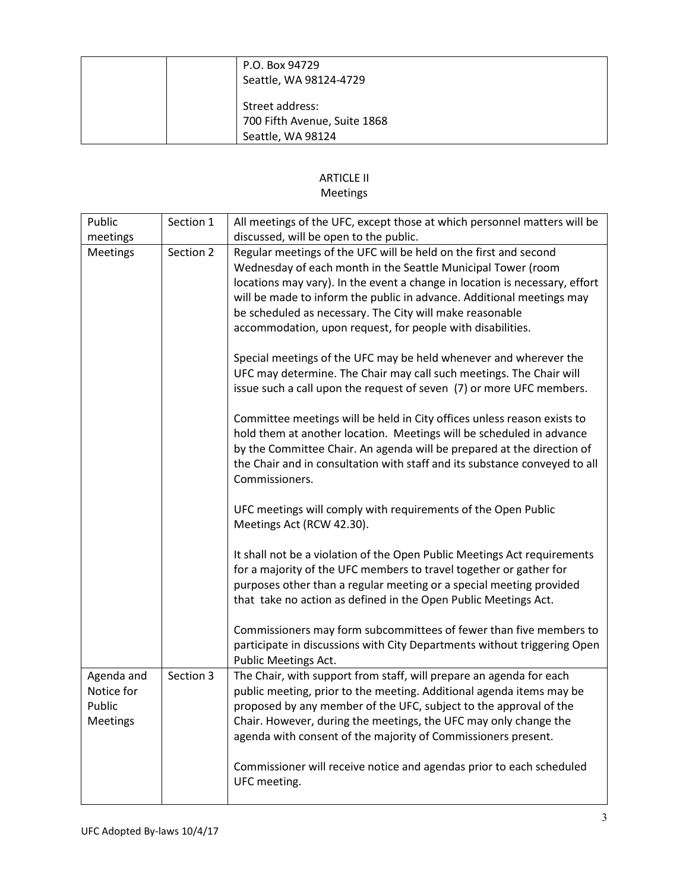| | | P.O. Box 94729<br>Seattle, WA 98124-4729<br><br>Street address:<br>700 Fifth Avenue, Suite 1868<br>Seattle, WA 98124 |
|---|---|---|

## ARTICLE II
## Meetings

| Public meetings | Section 1 | All meetings of the UFC, except those at which personnel matters will be discussed, will be open to the public. |
|---|---|---|
| Meetings | Section 2 | Regular meetings of the UFC will be held on the first and second Wednesday of each month in the Seattle Municipal Tower (room locations may vary). In the event a change in location is necessary, effort will be made to inform the public in advance. Additional meetings may be scheduled as necessary. The City will make reasonable accommodation, upon request, for people with disabilities.<br><br>Special meetings of the UFC may be held whenever and wherever the UFC may determine. The Chair may call such meetings. The Chair will issue such a call upon the request of seven (7) or more UFC members.<br><br>Committee meetings will be held in City offices unless reason exists to hold them at another location. Meetings will be scheduled in advance by the Committee Chair. An agenda will be prepared at the direction of the Chair and in consultation with staff and its substance conveyed to all Commissioners.<br><br>UFC meetings will comply with requirements of the Open Public Meetings Act (RCW 42.30).<br><br>It shall not be a violation of the Open Public Meetings Act requirements for a majority of the UFC members to travel together or gather for purposes other than a regular meeting or a special meeting provided that take no action as defined in the Open Public Meetings Act.<br><br>Commissioners may form subcommittees of fewer than five members to participate in discussions with City Departments without triggering Open Public Meetings Act. |
| Agenda and Notice for Public Meetings | Section 3 | The Chair, with support from staff, will prepare an agenda for each public meeting, prior to the meeting. Additional agenda items may be proposed by any member of the UFC, subject to the approval of the Chair. However, during the meetings, the UFC may only change the agenda with consent of the majority of Commissioners present.<br><br>Commissioner will receive notice and agendas prior to each scheduled UFC meeting. |

UFC Adopted By-laws 10/4/17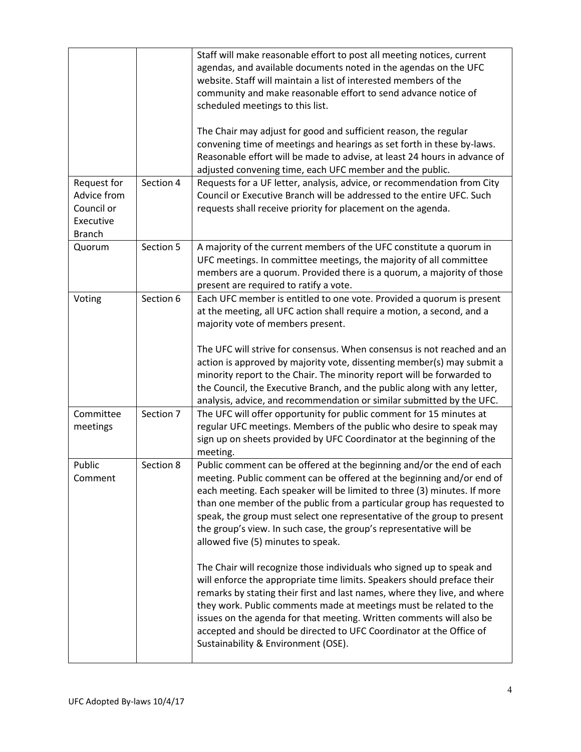| | | |
|---|---|---|
| | | Staff will make reasonable effort to post all meeting notices, current agendas, and available documents noted in the agendas on the UFC website. Staff will maintain a list of interested members of the community and make reasonable effort to send advance notice of scheduled meetings to this list.<br><br>The Chair may adjust for good and sufficient reason, the regular convening time of meetings and hearings as set forth in these by-laws. Reasonable effort will be made to advise, at least 24 hours in advance of adjusted convening time, each UFC member and the public. |
| Request for Advice from Council or Executive Branch | Section 4 | Requests for a UF letter, analysis, advice, or recommendation from City Council or Executive Branch will be addressed to the entire UFC. Such requests shall receive priority for placement on the agenda. |
| Quorum | Section 5 | A majority of the current members of the UFC constitute a quorum in UFC meetings. In committee meetings, the majority of all committee members are a quorum. Provided there is a quorum, a majority of those present are required to ratify a vote. |
| Voting | Section 6 | Each UFC member is entitled to one vote. Provided a quorum is present at the meeting, all UFC action shall require a motion, a second, and a majority vote of members present.<br><br>The UFC will strive for consensus. When consensus is not reached and an action is approved by majority vote, dissenting member(s) may submit a minority report to the Chair. The minority report will be forwarded to the Council, the Executive Branch, and the public along with any letter, analysis, advice, and recommendation or similar submitted by the UFC. |
| Committee meetings | Section 7 | The UFC will offer opportunity for public comment for 15 minutes at regular UFC meetings. Members of the public who desire to speak may sign up on sheets provided by UFC Coordinator at the beginning of the meeting. |
| Public Comment | Section 8 | Public comment can be offered at the beginning and/or the end of each meeting. Public comment can be offered at the beginning and/or end of each meeting. Each speaker will be limited to three (3) minutes. If more than one member of the public from a particular group has requested to speak, the group must select one representative of the group to present the group's view. In such case, the group's representative will be allowed five (5) minutes to speak.<br><br>The Chair will recognize those individuals who signed up to speak and will enforce the appropriate time limits. Speakers should preface their remarks by stating their first and last names, where they live, and where they work. Public comments made at meetings must be related to the issues on the agenda for that meeting. Written comments will also be accepted and should be directed to UFC Coordinator at the Office of Sustainability & Environment (OSE). |

UFC Adopted By-laws 10/4/17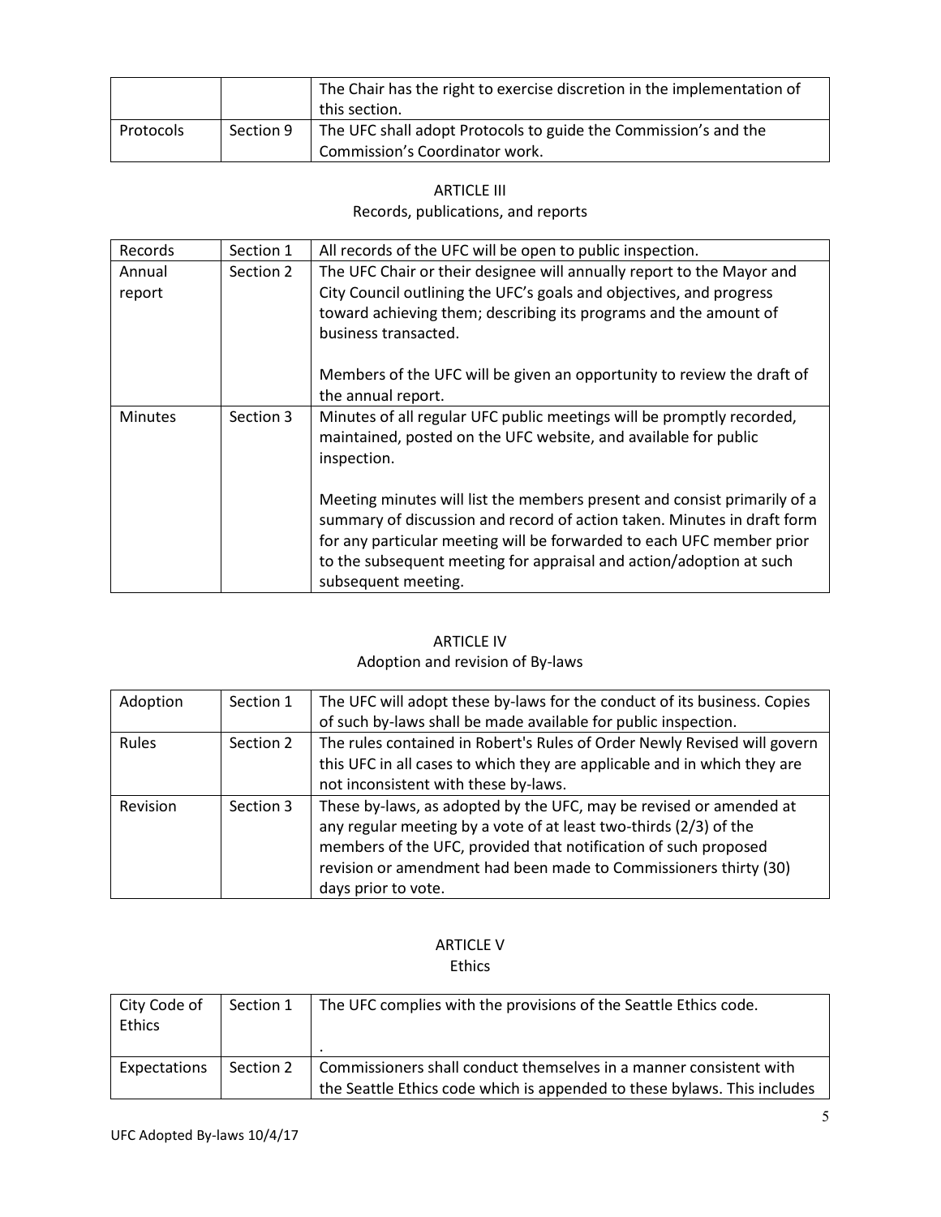| | | |
|---|---|---|
| | | The Chair has the right to exercise discretion in the implementation of this section. |
| Protocols | Section 9 | The UFC shall adopt Protocols to guide the Commission's and the Commission's Coordinator work. |

## ARTICLE III
### Records, publications, and reports

| | | |
|---|---|---|
| Records | Section 1 | All records of the UFC will be open to public inspection. |
| Annual report | Section 2 | The UFC Chair or their designee will annually report to the Mayor and City Council outlining the UFC's goals and objectives, and progress toward achieving them; describing its programs and the amount of business transacted.<br><br>Members of the UFC will be given an opportunity to review the draft of the annual report. |
| Minutes | Section 3 | Minutes of all regular UFC public meetings will be promptly recorded, maintained, posted on the UFC website, and available for public inspection.<br><br>Meeting minutes will list the members present and consist primarily of a summary of discussion and record of action taken. Minutes in draft form for any particular meeting will be forwarded to each UFC member prior to the subsequent meeting for appraisal and action/adoption at such subsequent meeting. |

## ARTICLE IV
### Adoption and revision of By-laws

| | | |
|---|---|---|
| Adoption | Section 1 | The UFC will adopt these by-laws for the conduct of its business. Copies of such by-laws shall be made available for public inspection. |
| Rules | Section 2 | The rules contained in Robert's Rules of Order Newly Revised will govern this UFC in all cases to which they are applicable and in which they are not inconsistent with these by-laws. |
| Revision | Section 3 | These by-laws, as adopted by the UFC, may be revised or amended at any regular meeting by a vote of at least two-thirds (2/3) of the members of the UFC, provided that notification of such proposed revision or amendment had been made to Commissioners thirty (30) days prior to vote. |

## ARTICLE V
### Ethics

| | | |
|---|---|---|
| City Code of Ethics | Section 1 | The UFC complies with the provisions of the Seattle Ethics code.<br><br>. |
| Expectations | Section 2 | Commissioners shall conduct themselves in a manner consistent with the Seattle Ethics code which is appended to these bylaws. This includes |

UFC Adopted By-laws 10/4/17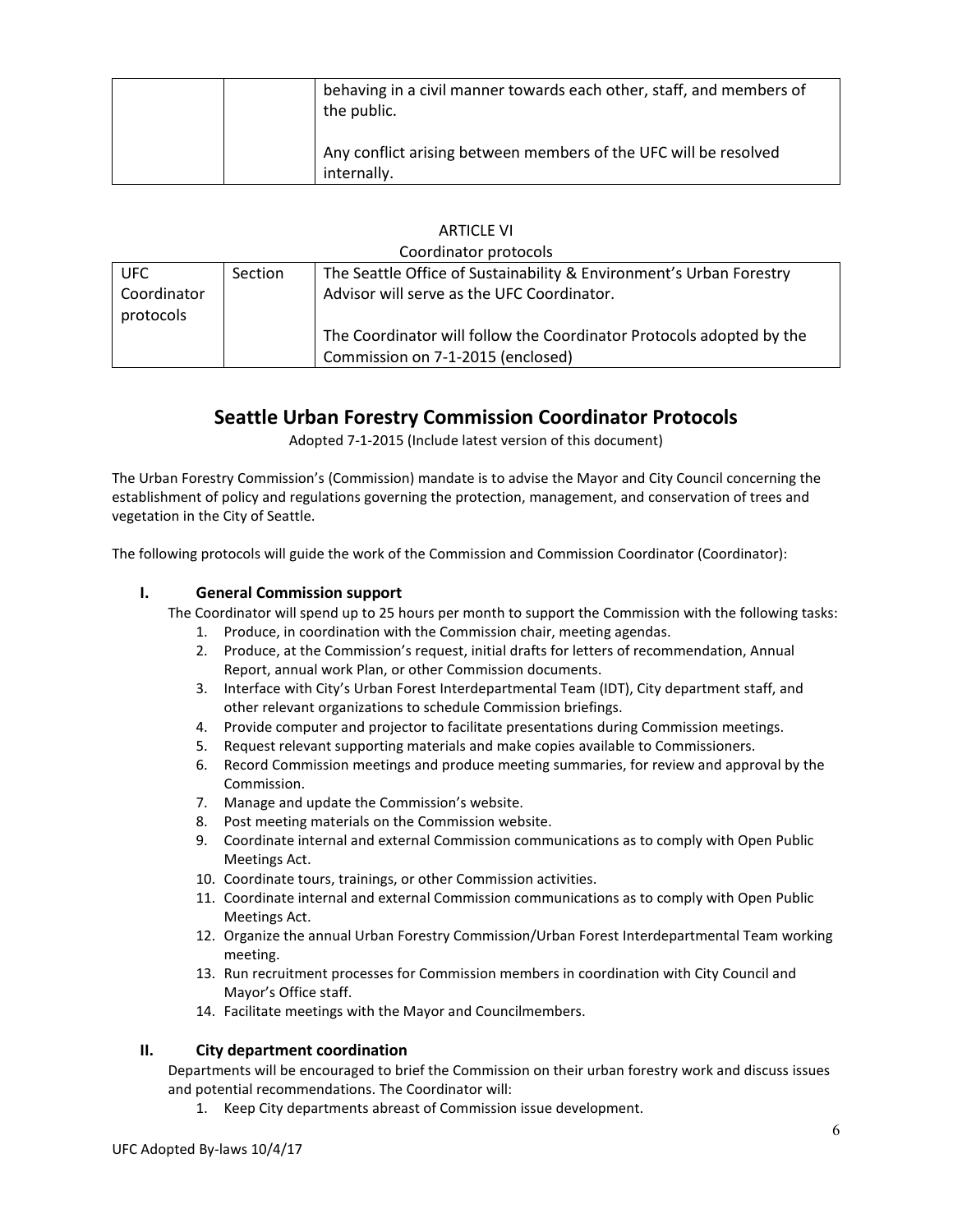| | | |
|---|---|---|
| | | behaving in a civil manner towards each other, staff, and members of the public.<br><br>Any conflict arising between members of the UFC will be resolved internally. |

ARTICLE VI

Coordinator protocols

| | | |
|---|---|---|
| UFC Coordinator protocols | Section | The Seattle Office of Sustainability & Environment's Urban Forestry Advisor will serve as the UFC Coordinator.<br><br>The Coordinator will follow the Coordinator Protocols adopted by the Commission on 7-1-2015 (enclosed) |

## Seattle Urban Forestry Commission Coordinator Protocols

Adopted 7-1-2015 (Include latest version of this document)

The Urban Forestry Commission's (Commission) mandate is to advise the Mayor and City Council concerning the establishment of policy and regulations governing the protection, management, and conservation of trees and vegetation in the City of Seattle.

The following protocols will guide the work of the Commission and Commission Coordinator (Coordinator):

### I. General Commission support

The Coordinator will spend up to 25 hours per month to support the Commission with the following tasks:

1. Produce, in coordination with the Commission chair, meeting agendas.
2. Produce, at the Commission's request, initial drafts for letters of recommendation, Annual Report, annual work Plan, or other Commission documents.
3. Interface with City's Urban Forest Interdepartmental Team (IDT), City department staff, and other relevant organizations to schedule Commission briefings.
4. Provide computer and projector to facilitate presentations during Commission meetings.
5. Request relevant supporting materials and make copies available to Commissioners.
6. Record Commission meetings and produce meeting summaries, for review and approval by the Commission.
7. Manage and update the Commission's website.
8. Post meeting materials on the Commission website.
9. Coordinate internal and external Commission communications as to comply with Open Public Meetings Act.
10. Coordinate tours, trainings, or other Commission activities.
11. Coordinate internal and external Commission communications as to comply with Open Public Meetings Act.
12. Organize the annual Urban Forestry Commission/Urban Forest Interdepartmental Team working meeting.
13. Run recruitment processes for Commission members in coordination with City Council and Mayor's Office staff.
14. Facilitate meetings with the Mayor and Councilmembers.

### II. City department coordination

Departments will be encouraged to brief the Commission on their urban forestry work and discuss issues and potential recommendations. The Coordinator will:

1. Keep City departments abreast of Commission issue development.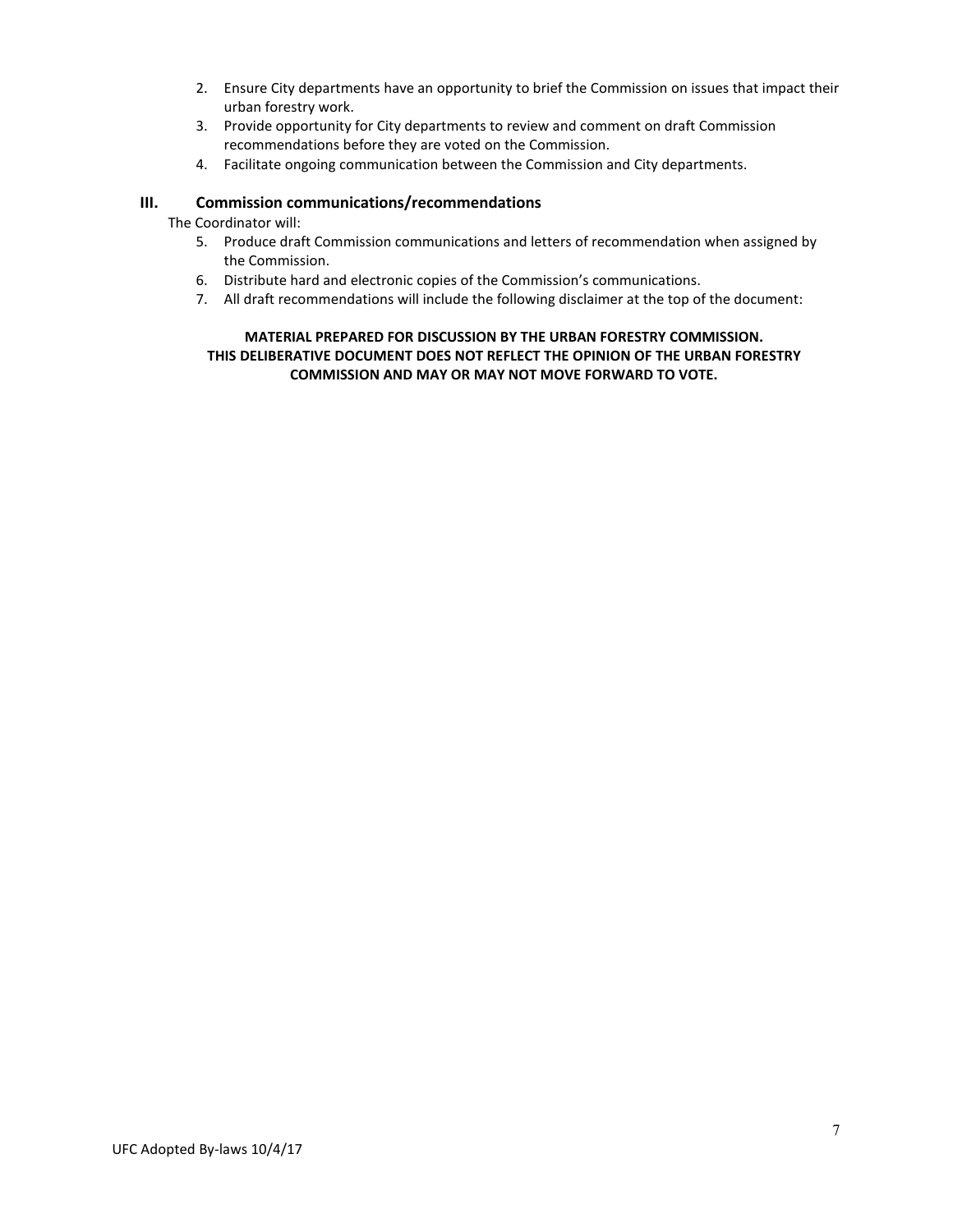2. Ensure City departments have an opportunity to brief the Commission on issues that impact their urban forestry work.
3. Provide opportunity for City departments to review and comment on draft Commission recommendations before they are voted on the Commission.
4. Facilitate ongoing communication between the Commission and City departments.

## III. Commission communications/recommendations

The Coordinator will:

5. Produce draft Commission communications and letters of recommendation when assigned by the Commission.
6. Distribute hard and electronic copies of the Commission's communications.
7. All draft recommendations will include the following disclaimer at the top of the document:

**MATERIAL PREPARED FOR DISCUSSION BY THE URBAN FORESTRY COMMISSION. THIS DELIBERATIVE DOCUMENT DOES NOT REFLECT THE OPINION OF THE URBAN FORESTRY COMMISSION AND MAY OR MAY NOT MOVE FORWARD TO VOTE.**